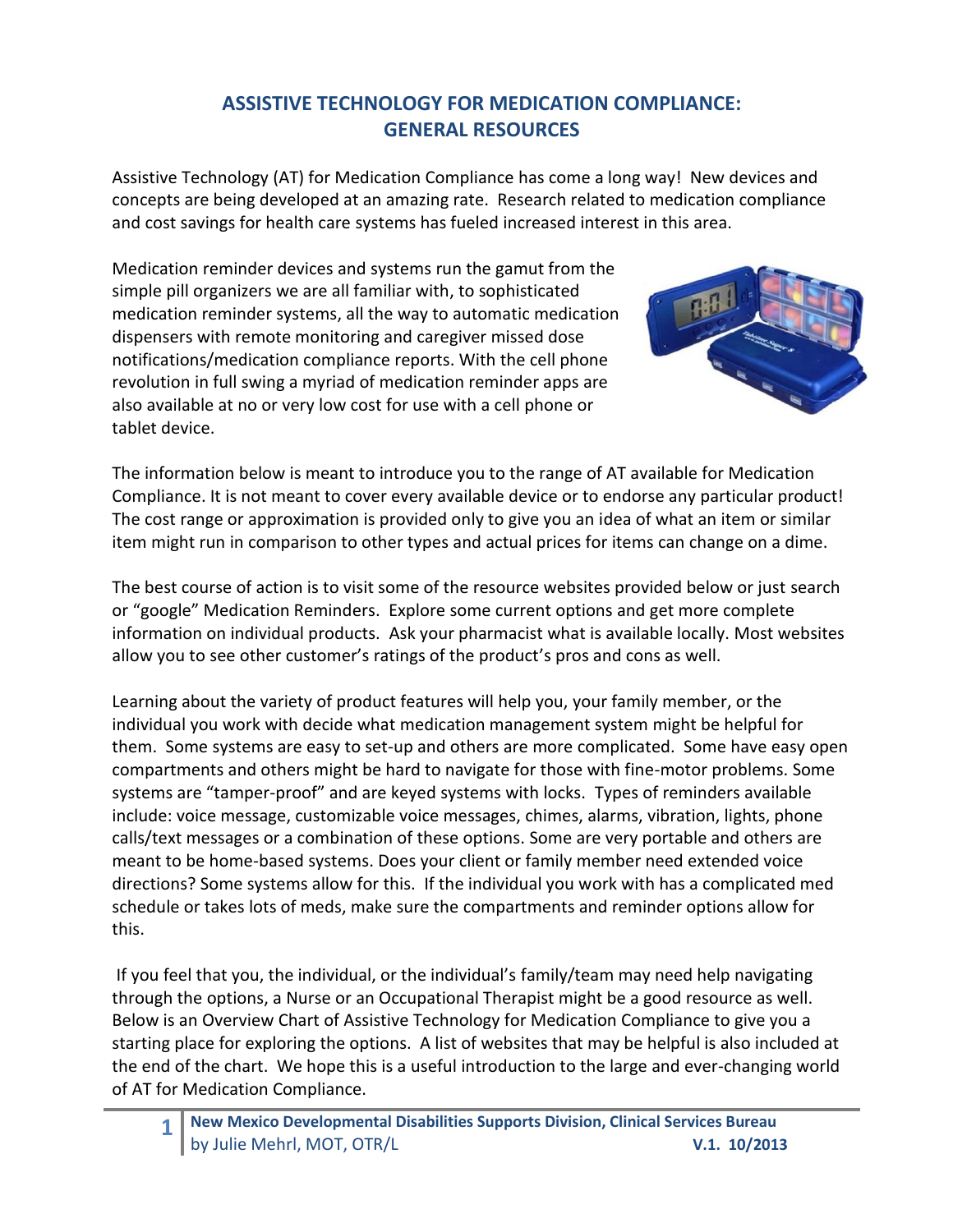# ASSISTIVE TECHNOLOGY FOR MEDICATION COMPLIANCE: GENERAL RESOURCES

Assistive Technology (AT) for Medication Compliance has come a long way! New devices and concepts are being developed at an amazing rate. Research related to medication compliance and cost savings for health care systems has fueled increased interest in this area.

Medication reminder devices and systems run the gamut from the simple pill organizers we are all familiar with, to sophisticated medication reminder systems, all the way to automatic medication dispensers with remote monitoring and caregiver missed dose notifications/medication compliance reports. With the cell phone revolution in full swing a myriad of medication reminder apps are also available at no or very low cost for use with a cell phone or tablet device.

The information below is meant to introduce you to the range of AT available for Medication Compliance. It is not meant to cover every available device or to endorse any particular product! The cost range or approximation is provided only to give you an idea of what an item or similar item might run in comparison to other types and actual prices for items can change on a dime.

The best course of action is to visit some of the resource websites provided below or just search or "google" Medication Reminders. Explore some current options and get more complete information on individual products. Ask your pharmacist what is available locally. Most websites allow you to see other customer's ratings of the product's pros and cons as well.

Learning about the variety of product features will help you, your family member, or the individual you work with decide what medication management system might be helpful for them. Some systems are easy to set-up and others are more complicated. Some have easy open compartments and others might be hard to navigate for those with fine-motor problems. Some systems are "tamper-proof" and are keyed systems with locks. Types of reminders available include: voice message, customizable voice messages, chimes, alarms, vibration, lights, phone calls/text messages or a combination of these options. Some are very portable and others are meant to be home-based systems. Does your client or family member need extended voice directions? Some systems allow for this. If the individual you work with has a complicated med schedule or takes lots of meds, make sure the compartments and reminder options allow for this.

If you feel that you, the individual, or the individual's family/team may need help navigating through the options, a Nurse or an Occupational Therapist might be a good resource as well. Below is an Overview Chart of Assistive Technology for Medication Compliance to give you a starting place for exploring the options. A list of websites that may be helpful is also included at the end of the chart. We hope this is a useful introduction to the large and ever-changing world of AT for Medication Compliance.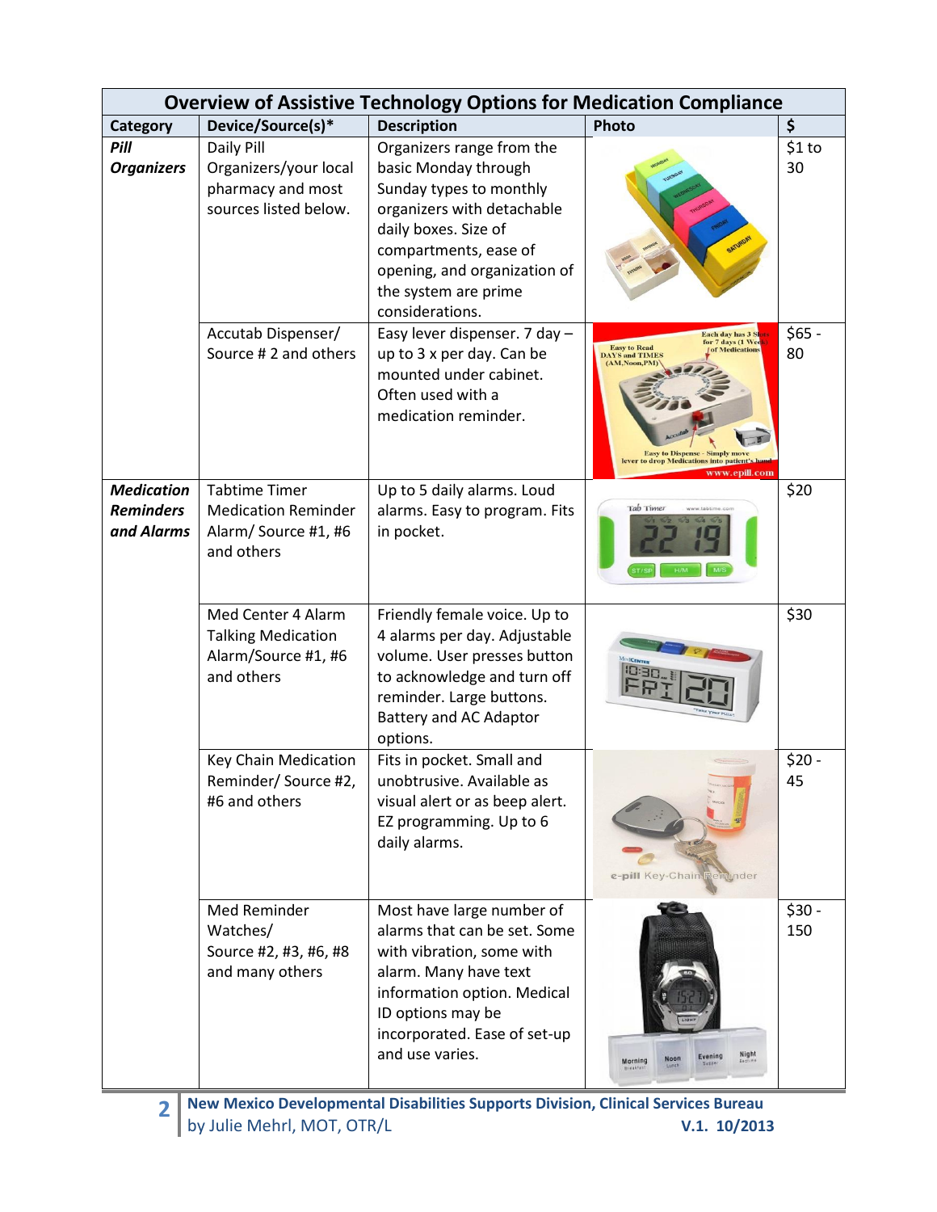## Overview of Assistive Technology Options for Medication Compliance

| Category | Device/Source(s)* | Description | Photo | $ |
|---|---|---|---|---|
| ***Pill Organizers*** | Daily Pill Organizers/your local pharmacy and most sources listed below. | Organizers range from the basic Monday through Sunday types to monthly organizers with detachable daily boxes. Size of compartments, ease of opening, and organization of the system are prime considerations. | | $1 to 30 |
| | Accutab Dispenser/ Source # 2 and others | Easy lever dispenser. 7 day – up to 3 x per day. Can be mounted under cabinet. Often used with a medication reminder. | | $65 - 80 |
| ***Medication Reminders and Alarms*** | Tabtime Timer Medication Reminder Alarm/ Source #1, #6 and others | Up to 5 daily alarms. Loud alarms. Easy to program. Fits in pocket. | | $20 |
| | Med Center 4 Alarm Talking Medication Alarm/Source #1, #6 and others | Friendly female voice. Up to 4 alarms per day. Adjustable volume. User presses button to acknowledge and turn off reminder. Large buttons. Battery and AC Adaptor options. | | $30 |
| | Key Chain Medication Reminder/ Source #2, #6 and others | Fits in pocket. Small and unobtrusive. Available as visual alert or as beep alert. EZ programming. Up to 6 daily alarms. | | $20 - 45 |
| | Med Reminder Watches/ Source #2, #3, #6, #8 and many others | Most have large number of alarms that can be set. Some with vibration, some with alarm. Many have text information option. Medical ID options may be incorporated. Ease of set-up and use varies. | | $30 - 150 |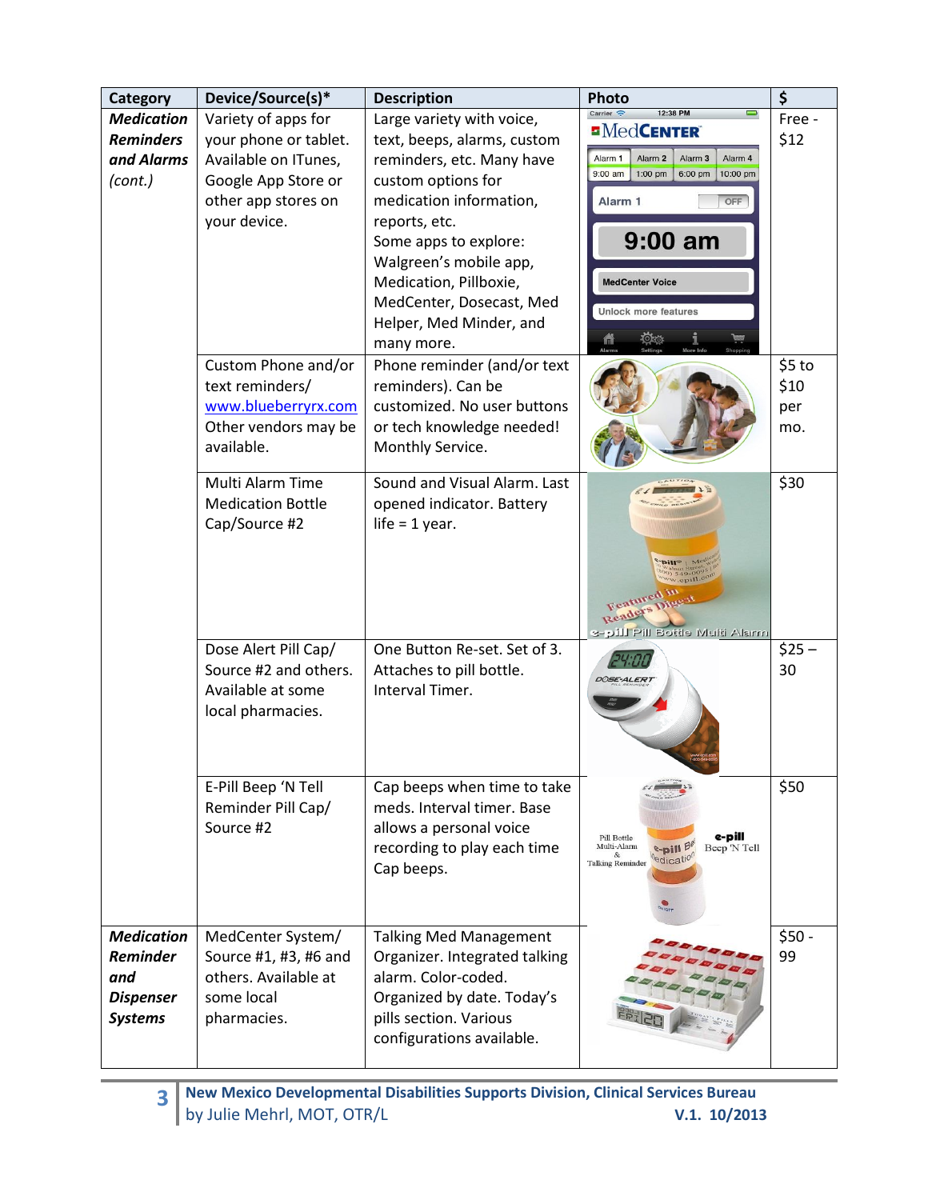| Category | Device/Source(s)* | Description | Photo | $ |
|---|---|---|---|---|
| ***Medication Reminders and Alarms*** *(cont.)* | Variety of apps for your phone or tablet. Available on ITunes, Google App Store or other app stores on your device. | Large variety with voice, text, beeps, alarms, custom reminders, etc. Many have custom options for medication information, reports, etc. Some apps to explore: Walgreen's mobile app, Medication, Pillboxie, MedCenter, Dosecast, Med Helper, Med Minder, and many more. | | Free - $12 |
| | Custom Phone and/or text reminders/ www.blueberryrx.com Other vendors may be available. | Phone reminder (and/or text reminders). Can be customized. No user buttons or tech knowledge needed! Monthly Service. | | $5 to $10 per mo. |
| | Multi Alarm Time Medication Bottle Cap/Source #2 | Sound and Visual Alarm. Last opened indicator. Battery life = 1 year. | | $30 |
| | Dose Alert Pill Cap/ Source #2 and others. Available at some local pharmacies. | One Button Re-set. Set of 3. Attaches to pill bottle. Interval Timer. | | $25 – 30 |
| | E-Pill Beep 'N Tell Reminder Pill Cap/ Source #2 | Cap beeps when time to take meds. Interval timer. Base allows a personal voice recording to play each time Cap beeps. | | $50 |
| ***Medication Reminder and Dispenser Systems*** | MedCenter System/ Source #1, #3, #6 and others. Available at some local pharmacies. | Talking Med Management Organizer. Integrated talking alarm. Color-coded. Organized by date. Today's pills section. Various configurations available. | | $50 - 99 |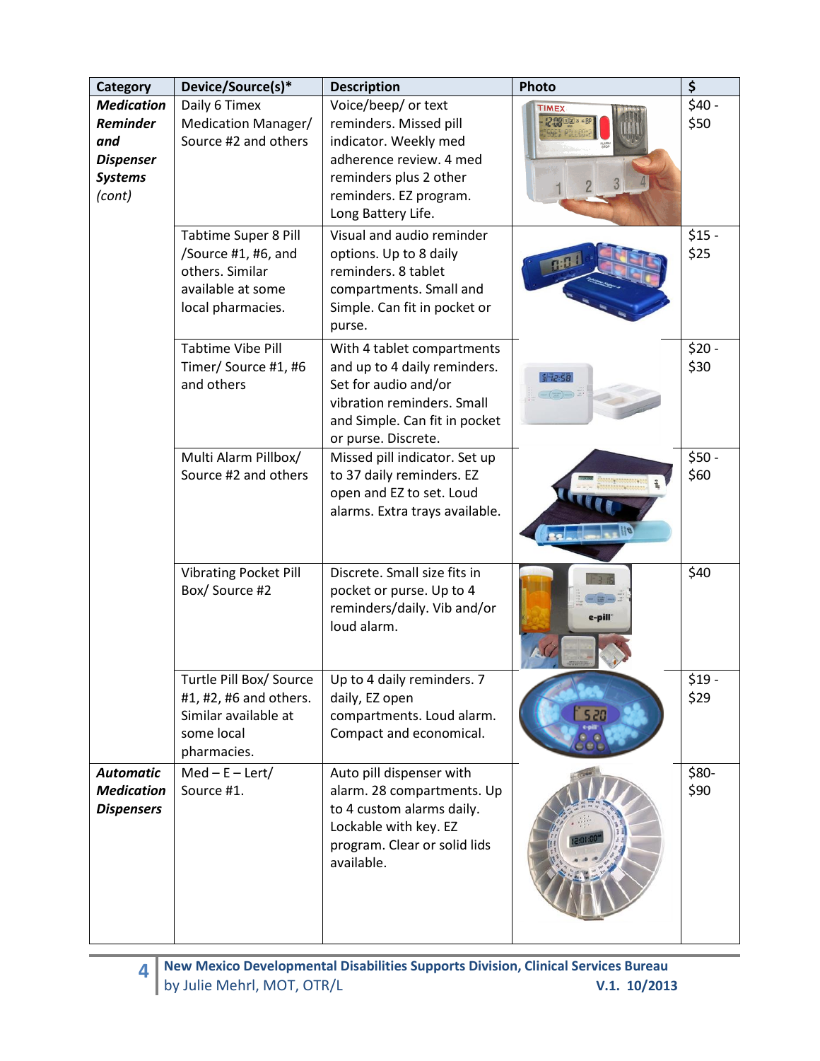| Category | Device/Source(s)* | Description | Photo | $ |
|---|---|---|---|---|
| ***Medication Reminder and Dispenser Systems*** *(cont)* | Daily 6 Timex Medication Manager/ Source #2 and others | Voice/beep/ or text reminders. Missed pill indicator. Weekly med adherence review. 4 med reminders plus 2 other reminders. EZ program. Long Battery Life. | | $40 - $50 |
| | Tabtime Super 8 Pill /Source #1, #6, and others. Similar available at some local pharmacies. | Visual and audio reminder options. Up to 8 daily reminders. 8 tablet compartments. Small and Simple. Can fit in pocket or purse. | | $15 - $25 |
| | Tabtime Vibe Pill Timer/ Source #1, #6 and others | With 4 tablet compartments and up to 4 daily reminders. Set for audio and/or vibration reminders. Small and Simple. Can fit in pocket or purse. Discrete. | | $20 - $30 |
| | Multi Alarm Pillbox/ Source #2 and others | Missed pill indicator. Set up to 37 daily reminders. EZ open and EZ to set. Loud alarms. Extra trays available. | | $50 - $60 |
| | Vibrating Pocket Pill Box/ Source #2 | Discrete. Small size fits in pocket or purse. Up to 4 reminders/daily. Vib and/or loud alarm. | | $40 |
| | Turtle Pill Box/ Source #1, #2, #6 and others. Similar available at some local pharmacies. | Up to 4 daily reminders. 7 daily, EZ open compartments. Loud alarm. Compact and economical. | | $19 - $29 |
| ***Automatic Medication Dispensers*** | Med – E – Lert/ Source #1. | Auto pill dispenser with alarm. 28 compartments. Up to 4 custom alarms daily. Lockable with key. EZ program. Clear or solid lids available. | | $80- $90 |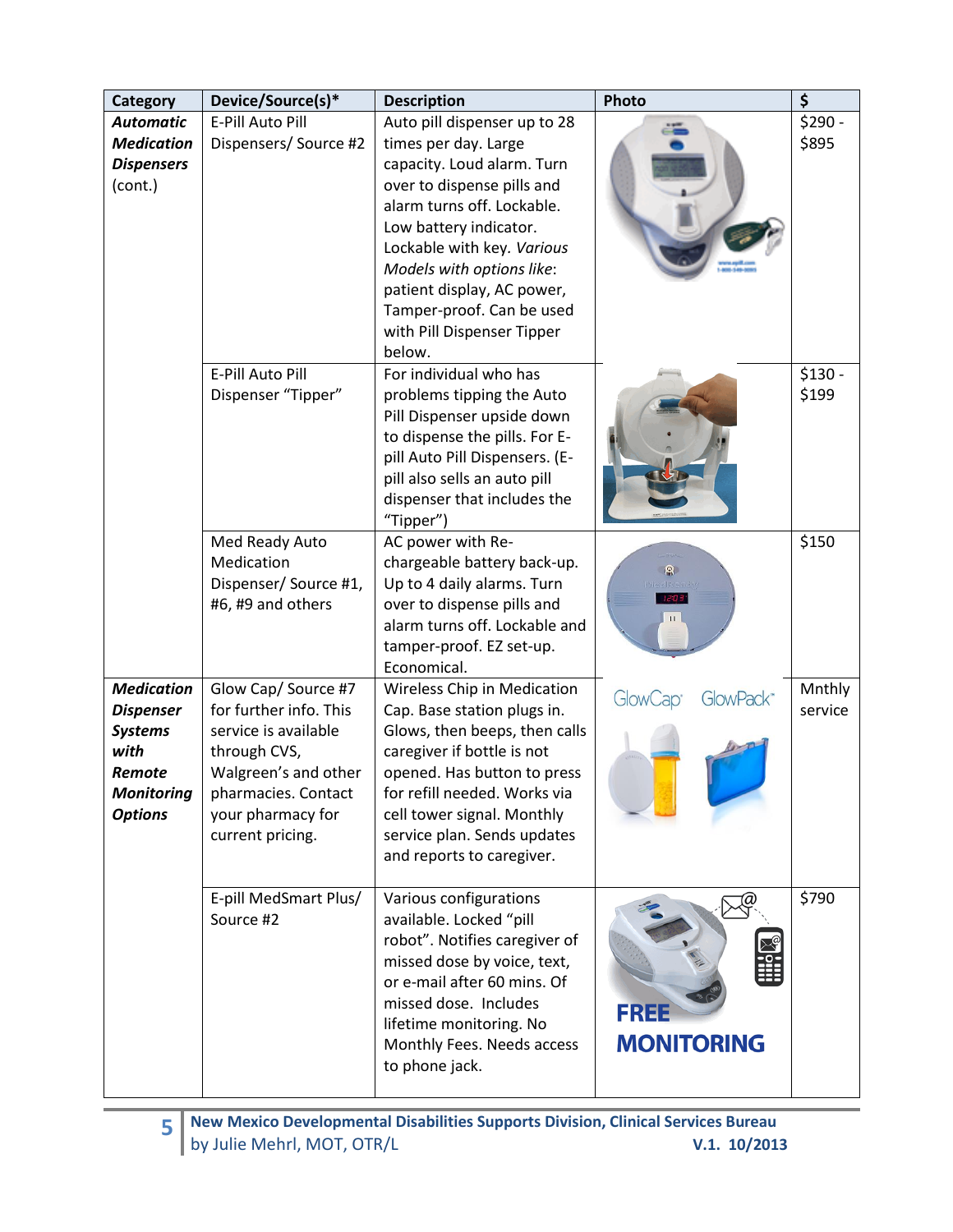| Category | Device/Source(s)* | Description | Photo | $ |
|---|---|---|---|---|
| ***Automatic Medication Dispensers*** (cont.) | E-Pill Auto Pill Dispensers/ Source #2 | Auto pill dispenser up to 28 times per day. Large capacity. Loud alarm. Turn over to dispense pills and alarm turns off. Lockable. Low battery indicator. Lockable with key. *Various Models with options like*: patient display, AC power, Tamper-proof. Can be used with Pill Dispenser Tipper below. | | $290 - $895 |
| | E-Pill Auto Pill Dispenser "Tipper" | For individual who has problems tipping the Auto Pill Dispenser upside down to dispense the pills. For E-pill Auto Pill Dispensers. (E-pill also sells an auto pill dispenser that includes the "Tipper") | | $130 - $199 |
| | Med Ready Auto Medication Dispenser/ Source #1, #6, #9 and others | AC power with Re-chargeable battery back-up. Up to 4 daily alarms. Turn over to dispense pills and alarm turns off. Lockable and tamper-proof. EZ set-up. Economical. | | $150 |
| ***Medication Dispenser Systems with Remote Monitoring Options*** | Glow Cap/ Source #7 for further info. This service is available through CVS, Walgreen's and other pharmacies. Contact your pharmacy for current pricing. | Wireless Chip in Medication Cap. Base station plugs in. Glows, then beeps, then calls caregiver if bottle is not opened. Has button to press for refill needed. Works via cell tower signal. Monthly service plan. Sends updates and reports to caregiver. | GlowCap GlowPack | Mnthly service |
| | E-pill MedSmart Plus/ Source #2 | Various configurations available. Locked "pill robot". Notifies caregiver of missed dose by voice, text, or e-mail after 60 mins. Of missed dose. Includes lifetime monitoring. No Monthly Fees. Needs access to phone jack. | FREE MONITORING | $790 |

**New Mexico Developmental Disabilities Supports Division, Clinical Services Bureau**
by Julie Mehrl, MOT, OTR/L **V.1. 10/2013**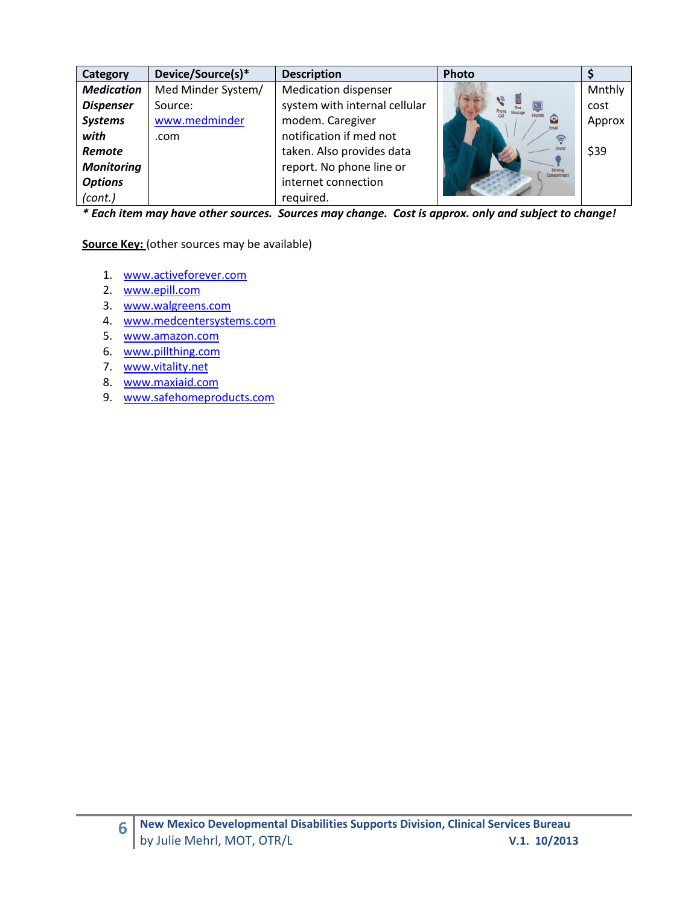| Category | Device/Source(s)* | Description | Photo | $ |
|---|---|---|---|---|
| ***Medication Dispenser Systems with Remote Monitoring Options*** *(cont.)* | Med Minder System/ Source: www.medminder.com | Medication dispenser system with internal cellular modem. Caregiver notification if med not taken. Also provides data report. No phone line or internet connection required. | | Mnthly cost Approx $39 |

***\* Each item may have other sources. Sources may change. Cost is approx. only and subject to change!***

**Source Key:** (other sources may be available)

1. www.activeforever.com
2. www.epill.com
3. www.walgreens.com
4. www.medcentersystems.com
5. www.amazon.com
6. www.pillthing.com
7. www.vitality.net
8. www.maxiaid.com
9. www.safehomeproducts.com